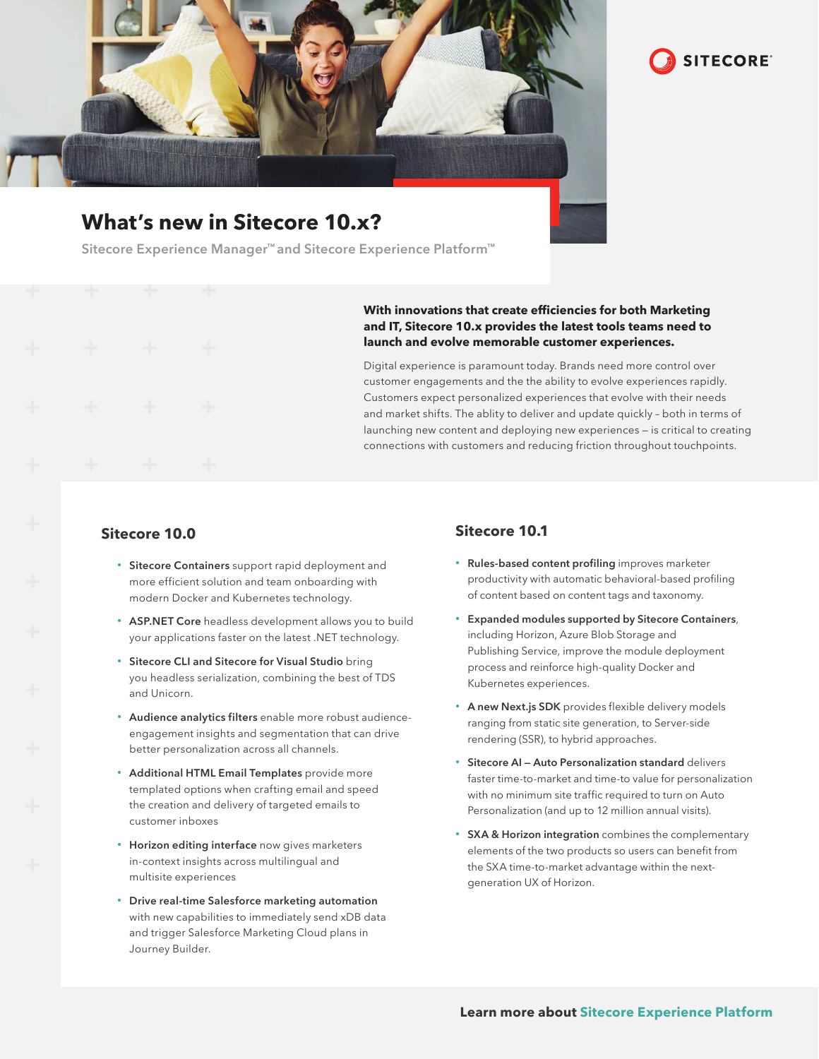SITECORE

# What's new in Sitecore 10.x?

Sitecore Experience Manager™ and Sitecore Experience Platform™

**With innovations that create efficiencies for both Marketing and IT, Sitecore 10.x provides the latest tools teams need to launch and evolve memorable customer experiences.**

Digital experience is paramount today. Brands need more control over customer engagements and the the ability to evolve experiences rapidly. Customers expect personalized experiences that evolve with their needs and market shifts. The ablity to deliver and update quickly – both in terms of launching new content and deploying new experiences — is critical to creating connections with customers and reducing friction throughout touchpoints.

## Sitecore 10.0

- **Sitecore Containers** support rapid deployment and more efficient solution and team onboarding with modern Docker and Kubernetes technology.
- **ASP.NET Core** headless development allows you to build your applications faster on the latest .NET technology.
- **Sitecore CLI and Sitecore for Visual Studio** bring you headless serialization, combining the best of TDS and Unicorn.
- **Audience analytics filters** enable more robust audience-engagement insights and segmentation that can drive better personalization across all channels.
- **Additional HTML Email Templates** provide more templated options when crafting email and speed the creation and delivery of targeted emails to customer inboxes
- **Horizon editing interface** now gives marketers in-context insights across multilingual and multisite experiences
- **Drive real-time Salesforce marketing automation** with new capabilities to immediately send xDB data and trigger Salesforce Marketing Cloud plans in Journey Builder.

## Sitecore 10.1

- **Rules-based content profiling** improves marketer productivity with automatic behavioral-based profiling of content based on content tags and taxonomy.
- **Expanded modules supported by Sitecore Containers**, including Horizon, Azure Blob Storage and Publishing Service, improve the module deployment process and reinforce high-quality Docker and Kubernetes experiences.
- **A new Next.js SDK** provides flexible delivery models ranging from static site generation, to Server-side rendering (SSR), to hybrid approaches.
- **Sitecore AI – Auto Personalization standard** delivers faster time-to-market and time-to value for personalization with no minimum site traffic required to turn on Auto Personalization (and up to 12 million annual visits).
- **SXA & Horizon integration** combines the complementary elements of the two products so users can benefit from the SXA time-to-market advantage within the next-generation UX of Horizon.

**Learn more about Sitecore Experience Platform**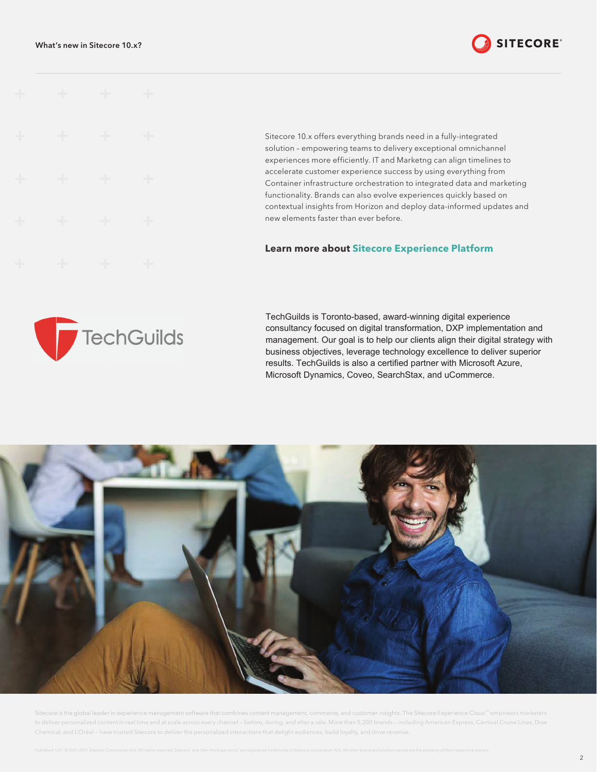Sitecore 10.x offers everything brands need in a fully-integrated solution – empowering teams to delivery exceptional omnichannel experiences more efficiently. IT and Marketng can align timelines to accelerate customer experience success by using everything from Container infrastructure orchestration to integrated data and marketing functionality. Brands can also evolve experiences quickly based on contextual insights from Horizon and deploy data-informed updates and new elements faster than ever before.

**Learn more about Sitecore Experience Platform**

TechGuilds is Toronto-based, award-winning digital experience consultancy focused on digital transformation, DXP implementation and management. Our goal is to help our clients align their digital strategy with business objectives, leverage technology excellence to deliver superior results. TechGuilds is also a certified partner with Microsoft Azure, Microsoft Dynamics, Coveo, SearchStax, and uCommerce.

Sitecore is the global leader in experience management software that combines content management, commerce, and customer insights. The Sitecore Experience Cloud™ empowers marketers to deliver personalized content in real time and at scale across every channel — before, during, and after a sale. More than 5,200 brands – including American Express, Carnival Cruise Lines, Dow Chemical, and L'Oréal – have trusted Sitecore to deliver the personalized interactions that delight audiences, build loyalty, and drive revenue.

Published 1/21. © 2001-2021 Sitecore Corporation A/S. All rights reserved. Sitecore® and Own the Experience® are registered trademarks of Sitecore Corporation A/S. All other brand and product names are the property of their respective owners.